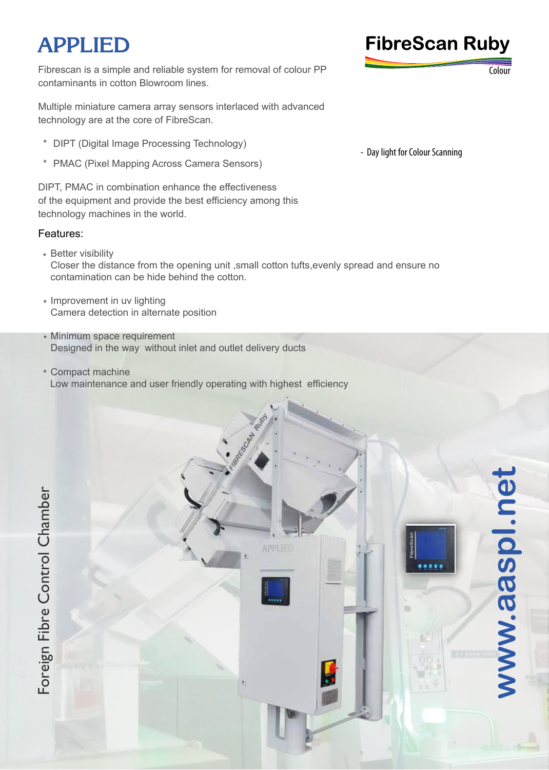# APPLIED

## FibreScan Ruby

Colour

Fibrescan is a simple and reliable system for removal of colour PP contaminants in cotton Blowroom lines.

Multiple miniature camera array sensors interlaced with advanced technology are at the core of FibreScan.

- DIPT (Digital Image Processing Technology)
- PMAC (Pixel Mapping Across Camera Sensors)

DIPT, PMAC in combination enhance the effectiveness of the equipment and provide the best efficiency among this technology machines in the world.

- Day light for Colour Scanning

Features:

- Better visibility
  Closer the distance from the opening unit ,small cotton tufts,evenly spread and ensure no contamination can be hide behind the cotton.
- Improvement in uv lighting
  Camera detection in alternate position
- Minimum space requirement
  Designed in the way without inlet and outlet delivery ducts
- Compact machine
  Low maintenance and user friendly operating with highest efficiency

Foreign Fibre Control Chamber

www.aaspl.net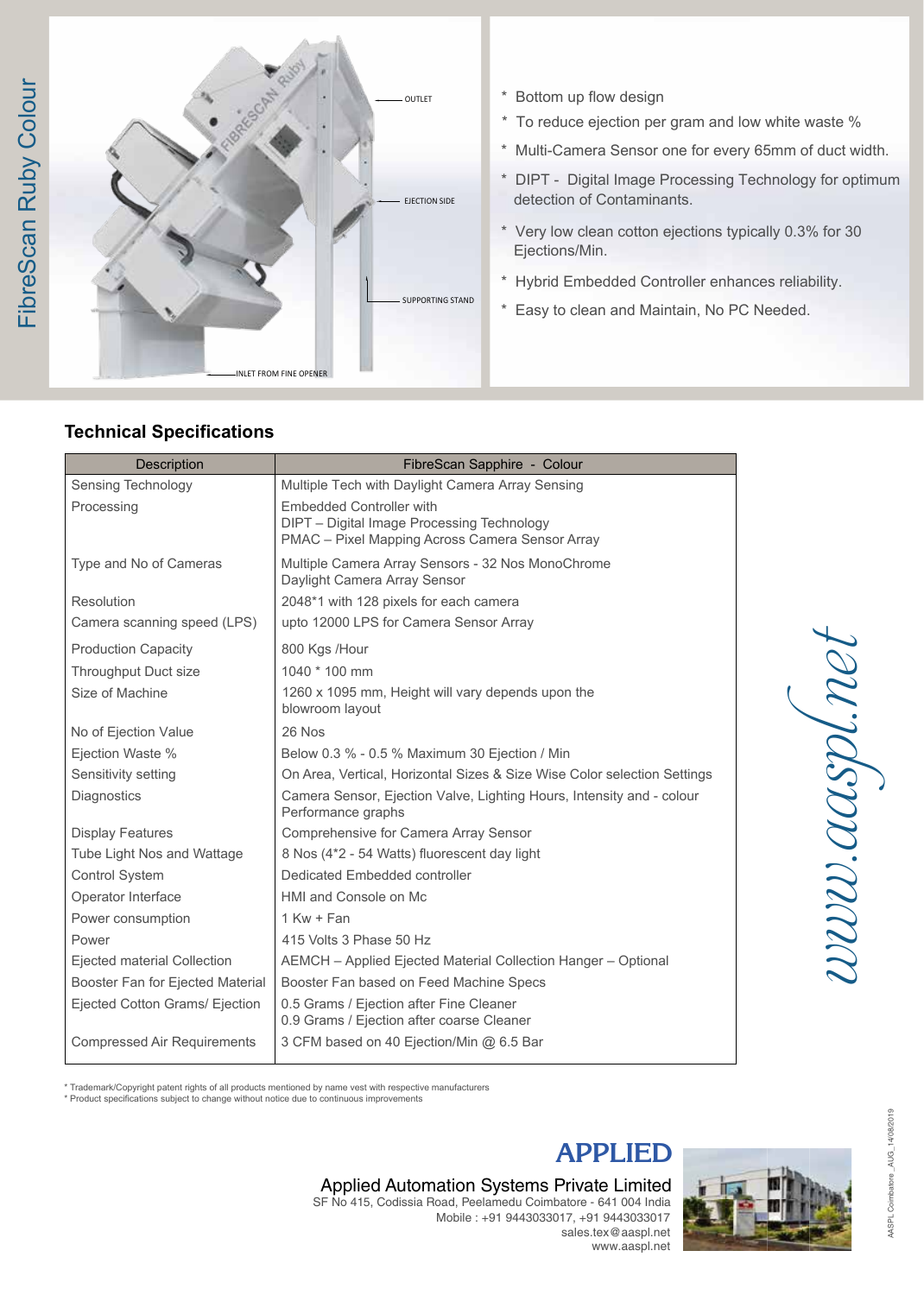FibreScan Ruby Colour

OUTLET

EJECTION SIDE

SUPPORTING STAND

INLET FROM FINE OPENER

- Bottom up flow design
- To reduce ejection per gram and low white waste %
- Multi-Camera Sensor one for every 65mm of duct width.
- DIPT - Digital Image Processing Technology for optimum detection of Contaminants.
- Very low clean cotton ejections typically 0.3% for 30 Ejections/Min.
- Hybrid Embedded Controller enhances reliability.
- Easy to clean and Maintain, No PC Needed.

## Technical Specifications

| Description | FibreScan Sapphire - Colour |
|---|---|
| Sensing Technology | Multiple Tech with Daylight Camera Array Sensing |
| Processing | Embedded Controller with<br>DIPT – Digital Image Processing Technology<br>PMAC – Pixel Mapping Across Camera Sensor Array |
| Type and No of Cameras | Multiple Camera Array Sensors - 32 Nos MonoChrome Daylight Camera Array Sensor |
| Resolution | 2048*1 with 128 pixels for each camera |
| Camera scanning speed (LPS) | upto 12000 LPS for Camera Sensor Array |
| Production Capacity | 800 Kgs /Hour |
| Throughput Duct size | 1040 * 100 mm |
| Size of Machine | 1260 x 1095 mm, Height will vary depends upon the blowroom layout |
| No of Ejection Value | 26 Nos |
| Ejection Waste % | Below 0.3 % - 0.5 % Maximum 30 Ejection / Min |
| Sensitivity setting | On Area, Vertical, Horizontal Sizes & Size Wise Color selection Settings |
| Diagnostics | Camera Sensor, Ejection Valve, Lighting Hours, Intensity and - colour Performance graphs |
| Display Features | Comprehensive for Camera Array Sensor |
| Tube Light Nos and Wattage | 8 Nos (4*2 - 54 Watts) fluorescent day light |
| Control System | Dedicated Embedded controller |
| Operator Interface | HMI and Console on Mc |
| Power consumption | 1 Kw + Fan |
| Power | 415 Volts 3 Phase 50 Hz |
| Ejected material Collection | AEMCH – Applied Ejected Material Collection Hanger – Optional |
| Booster Fan for Ejected Material | Booster Fan based on Feed Machine Specs |
| Ejected Cotton Grams/ Ejection | 0.5 Grams / Ejection after Fine Cleaner<br>0.9 Grams / Ejection after coarse Cleaner |
| Compressed Air Requirements | 3 CFM based on 40 Ejection/Min @ 6.5 Bar |

www.aaspl.net

* Trademark/Copyright patent rights of all products mentioned by name vest with respective manufacturers
* Product specifications subject to change without notice due to continuous improvements

**APPLIED**

Applied Automation Systems Private Limited
SF No 415, Codissia Road, Peelamedu Coimbatore - 641 004 India
Mobile : +91 9443033017, +91 9443033017
sales.tex@aaspl.net
www.aaspl.net

AASPL Coimbatore _AUG_14/08/2019